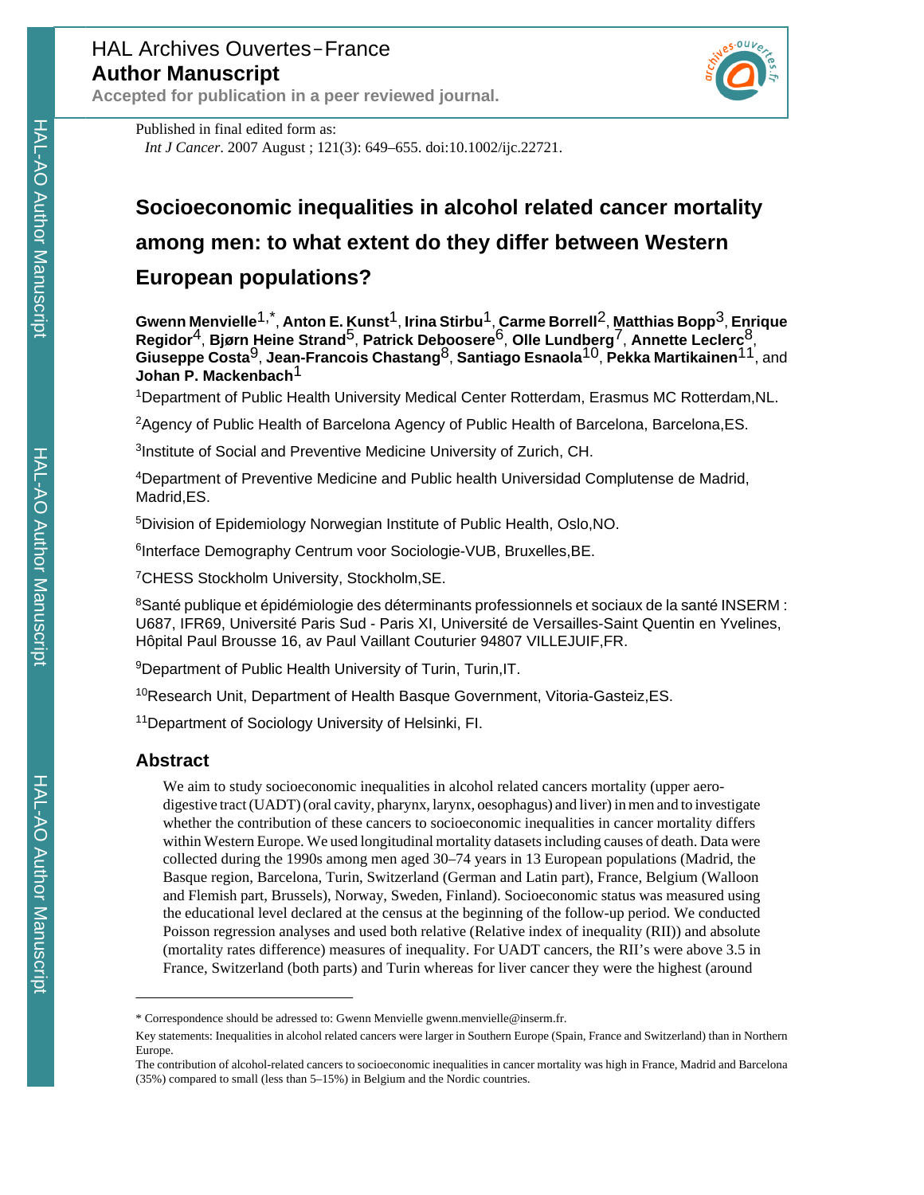HAL Archives Ouvertes-France

**Author Manuscript**

**Accepted for publication in a peer reviewed journal.**

Published in final edited form as:

*Int J Cancer*. 2007 August ; 121(3): 649–655. doi:10.1002/ijc.22721.

# Socioeconomic inequalities in alcohol related cancer mortality among men: to what extent do they differ between Western European populations?

**Gwenn Menvielle**[1,*], **Anton E. Kunst**[1], **Irina Stirbu**[1], **Carme Borrell**[2], **Matthias Bopp**[3], **Enrique Regidor**[4], **Bjørn Heine Strand**[5], **Patrick Deboosere**[6], **Olle Lundberg**[7], **Annette Leclerc**[8], **Giuseppe Costa**[9], **Jean-Francois Chastang**[8], **Santiago Esnaola**[10], **Pekka Martikainen**[11], and **Johan P. Mackenbach**[1]

[1]Department of Public Health University Medical Center Rotterdam, Erasmus MC Rotterdam,NL.

[2]Agency of Public Health of Barcelona Agency of Public Health of Barcelona, Barcelona,ES.

[3]Institute of Social and Preventive Medicine University of Zurich, CH.

[4]Department of Preventive Medicine and Public health Universidad Complutense de Madrid, Madrid,ES.

[5]Division of Epidemiology Norwegian Institute of Public Health, Oslo,NO.

[6]Interface Demography Centrum voor Sociologie-VUB, Bruxelles,BE.

[7]CHESS Stockholm University, Stockholm,SE.

[8]Santé publique et épidémiologie des déterminants professionnels et sociaux de la santé INSERM : U687, IFR69, Université Paris Sud - Paris XI, Université de Versailles-Saint Quentin en Yvelines, Hôpital Paul Brousse 16, av Paul Vaillant Couturier 94807 VILLEJUIF,FR.

[9]Department of Public Health University of Turin, Turin,IT.

[10]Research Unit, Department of Health Basque Government, Vitoria-Gasteiz,ES.

[11]Department of Sociology University of Helsinki, FI.

## Abstract

We aim to study socioeconomic inequalities in alcohol related cancers mortality (upper aero-digestive tract (UADT) (oral cavity, pharynx, larynx, oesophagus) and liver) in men and to investigate whether the contribution of these cancers to socioeconomic inequalities in cancer mortality differs within Western Europe. We used longitudinal mortality datasets including causes of death. Data were collected during the 1990s among men aged 30–74 years in 13 European populations (Madrid, the Basque region, Barcelona, Turin, Switzerland (German and Latin part), France, Belgium (Walloon and Flemish part, Brussels), Norway, Sweden, Finland). Socioeconomic status was measured using the educational level declared at the census at the beginning of the follow-up period. We conducted Poisson regression analyses and used both relative (Relative index of inequality (RII)) and absolute (mortality rates difference) measures of inequality. For UADT cancers, the RII's were above 3.5 in France, Switzerland (both parts) and Turin whereas for liver cancer they were the highest (around

* Correspondence should be adressed to: Gwenn Menvielle gwenn.menvielle@inserm.fr.

Key statements: Inequalities in alcohol related cancers were larger in Southern Europe (Spain, France and Switzerland) than in Northern Europe.

The contribution of alcohol-related cancers to socioeconomic inequalities in cancer mortality was high in France, Madrid and Barcelona (35%) compared to small (less than 5–15%) in Belgium and the Nordic countries.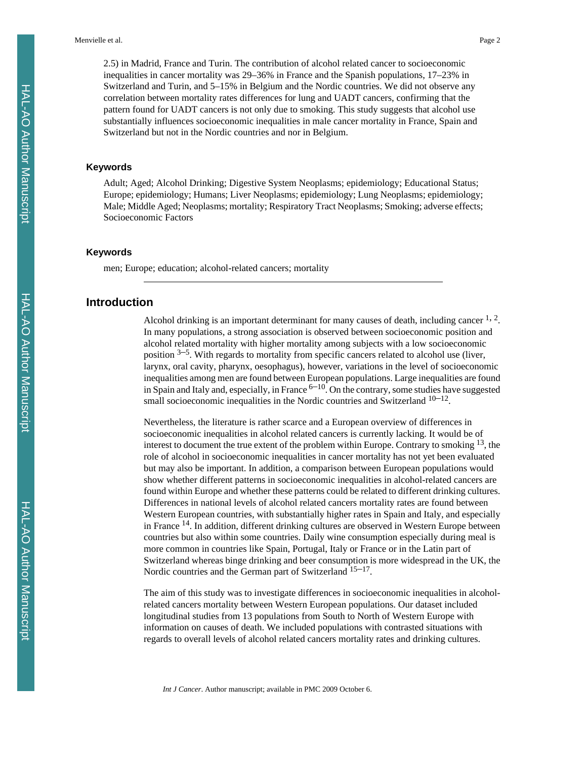2.5) in Madrid, France and Turin. The contribution of alcohol related cancer to socioeconomic inequalities in cancer mortality was 29–36% in France and the Spanish populations, 17–23% in Switzerland and Turin, and 5–15% in Belgium and the Nordic countries. We did not observe any correlation between mortality rates differences for lung and UADT cancers, confirming that the pattern found for UADT cancers is not only due to smoking. This study suggests that alcohol use substantially influences socioeconomic inequalities in male cancer mortality in France, Spain and Switzerland but not in the Nordic countries and nor in Belgium.

### Keywords

Adult; Aged; Alcohol Drinking; Digestive System Neoplasms; epidemiology; Educational Status; Europe; epidemiology; Humans; Liver Neoplasms; epidemiology; Lung Neoplasms; epidemiology; Male; Middle Aged; Neoplasms; mortality; Respiratory Tract Neoplasms; Smoking; adverse effects; Socioeconomic Factors

### Keywords

men; Europe; education; alcohol-related cancers; mortality

## Introduction

Alcohol drinking is an important determinant for many causes of death, including cancer [1, 2]. In many populations, a strong association is observed between socioeconomic position and alcohol related mortality with higher mortality among subjects with a low socioeconomic position [3–5]. With regards to mortality from specific cancers related to alcohol use (liver, larynx, oral cavity, pharynx, oesophagus), however, variations in the level of socioeconomic inequalities among men are found between European populations. Large inequalities are found in Spain and Italy and, especially, in France [6–10]. On the contrary, some studies have suggested small socioeconomic inequalities in the Nordic countries and Switzerland [10–12].

Nevertheless, the literature is rather scarce and a European overview of differences in socioeconomic inequalities in alcohol related cancers is currently lacking. It would be of interest to document the true extent of the problem within Europe. Contrary to smoking [13], the role of alcohol in socioeconomic inequalities in cancer mortality has not yet been evaluated but may also be important. In addition, a comparison between European populations would show whether different patterns in socioeconomic inequalities in alcohol-related cancers are found within Europe and whether these patterns could be related to different drinking cultures. Differences in national levels of alcohol related cancers mortality rates are found between Western European countries, with substantially higher rates in Spain and Italy, and especially in France [14]. In addition, different drinking cultures are observed in Western Europe between countries but also within some countries. Daily wine consumption especially during meal is more common in countries like Spain, Portugal, Italy or France or in the Latin part of Switzerland whereas binge drinking and beer consumption is more widespread in the UK, the Nordic countries and the German part of Switzerland [15–17].

The aim of this study was to investigate differences in socioeconomic inequalities in alcohol-related cancers mortality between Western European populations. Our dataset included longitudinal studies from 13 populations from South to North of Western Europe with information on causes of death. We included populations with contrasted situations with regards to overall levels of alcohol related cancers mortality rates and drinking cultures.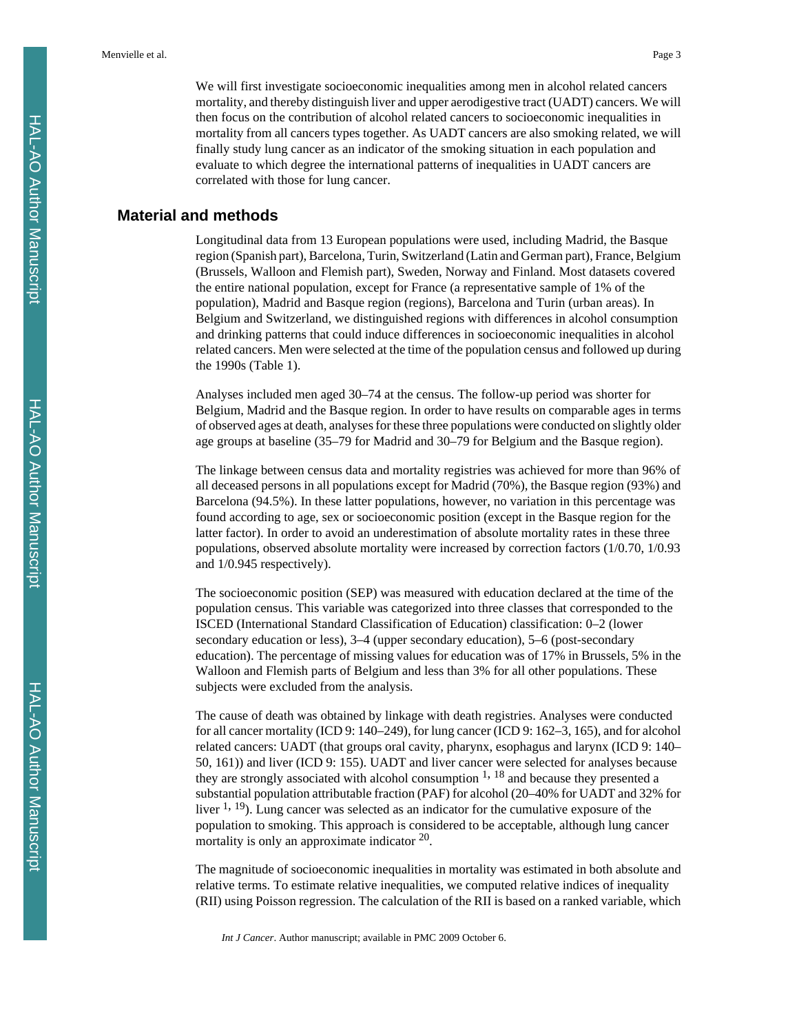We will first investigate socioeconomic inequalities among men in alcohol related cancers mortality, and thereby distinguish liver and upper aerodigestive tract (UADT) cancers. We will then focus on the contribution of alcohol related cancers to socioeconomic inequalities in mortality from all cancers types together. As UADT cancers are also smoking related, we will finally study lung cancer as an indicator of the smoking situation in each population and evaluate to which degree the international patterns of inequalities in UADT cancers are correlated with those for lung cancer.

## Material and methods

Longitudinal data from 13 European populations were used, including Madrid, the Basque region (Spanish part), Barcelona, Turin, Switzerland (Latin and German part), France, Belgium (Brussels, Walloon and Flemish part), Sweden, Norway and Finland. Most datasets covered the entire national population, except for France (a representative sample of 1% of the population), Madrid and Basque region (regions), Barcelona and Turin (urban areas). In Belgium and Switzerland, we distinguished regions with differences in alcohol consumption and drinking patterns that could induce differences in socioeconomic inequalities in alcohol related cancers. Men were selected at the time of the population census and followed up during the 1990s (Table 1).

Analyses included men aged 30–74 at the census. The follow-up period was shorter for Belgium, Madrid and the Basque region. In order to have results on comparable ages in terms of observed ages at death, analyses for these three populations were conducted on slightly older age groups at baseline (35–79 for Madrid and 30–79 for Belgium and the Basque region).

The linkage between census data and mortality registries was achieved for more than 96% of all deceased persons in all populations except for Madrid (70%), the Basque region (93%) and Barcelona (94.5%). In these latter populations, however, no variation in this percentage was found according to age, sex or socioeconomic position (except in the Basque region for the latter factor). In order to avoid an underestimation of absolute mortality rates in these three populations, observed absolute mortality were increased by correction factors (1/0.70, 1/0.93 and 1/0.945 respectively).

The socioeconomic position (SEP) was measured with education declared at the time of the population census. This variable was categorized into three classes that corresponded to the ISCED (International Standard Classification of Education) classification: 0–2 (lower secondary education or less), 3–4 (upper secondary education), 5–6 (post-secondary education). The percentage of missing values for education was of 17% in Brussels, 5% in the Walloon and Flemish parts of Belgium and less than 3% for all other populations. These subjects were excluded from the analysis.

The cause of death was obtained by linkage with death registries. Analyses were conducted for all cancer mortality (ICD 9: 140–249), for lung cancer (ICD 9: 162–3, 165), and for alcohol related cancers: UADT (that groups oral cavity, pharynx, esophagus and larynx (ICD 9: 140–50, 161)) and liver (ICD 9: 155). UADT and liver cancer were selected for analyses because they are strongly associated with alcohol consumption [1, 18] and because they presented a substantial population attributable fraction (PAF) for alcohol (20–40% for UADT and 32% for liver [1, 19]). Lung cancer was selected as an indicator for the cumulative exposure of the population to smoking. This approach is considered to be acceptable, although lung cancer mortality is only an approximate indicator [20].

The magnitude of socioeconomic inequalities in mortality was estimated in both absolute and relative terms. To estimate relative inequalities, we computed relative indices of inequality (RII) using Poisson regression. The calculation of the RII is based on a ranked variable, which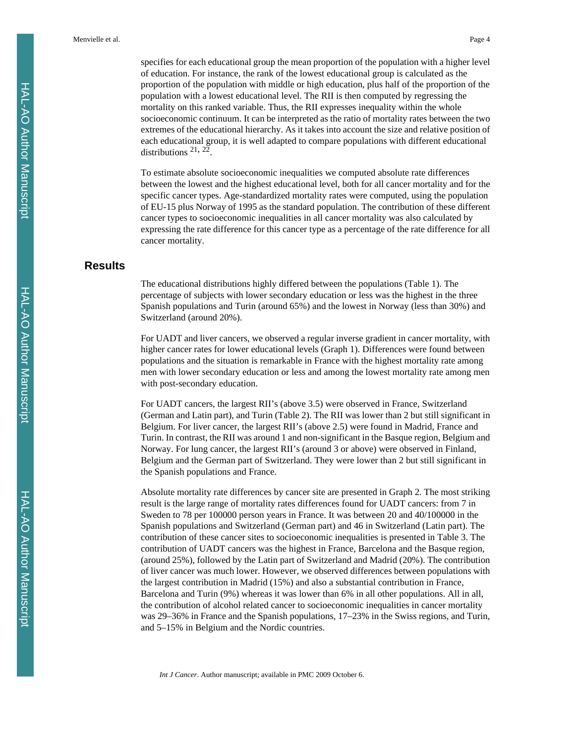specifies for each educational group the mean proportion of the population with a higher level of education. For instance, the rank of the lowest educational group is calculated as the proportion of the population with middle or high education, plus half of the proportion of the population with a lowest educational level. The RII is then computed by regressing the mortality on this ranked variable. Thus, the RII expresses inequality within the whole socioeconomic continuum. It can be interpreted as the ratio of mortality rates between the two extremes of the educational hierarchy. As it takes into account the size and relative position of each educational group, it is well adapted to compare populations with different educational distributions [21, 22].

To estimate absolute socioeconomic inequalities we computed absolute rate differences between the lowest and the highest educational level, both for all cancer mortality and for the specific cancer types. Age-standardized mortality rates were computed, using the population of EU-15 plus Norway of 1995 as the standard population. The contribution of these different cancer types to socioeconomic inequalities in all cancer mortality was also calculated by expressing the rate difference for this cancer type as a percentage of the rate difference for all cancer mortality.

## Results

The educational distributions highly differed between the populations (Table 1). The percentage of subjects with lower secondary education or less was the highest in the three Spanish populations and Turin (around 65%) and the lowest in Norway (less than 30%) and Switzerland (around 20%).

For UADT and liver cancers, we observed a regular inverse gradient in cancer mortality, with higher cancer rates for lower educational levels (Graph 1). Differences were found between populations and the situation is remarkable in France with the highest mortality rate among men with lower secondary education or less and among the lowest mortality rate among men with post-secondary education.

For UADT cancers, the largest RII's (above 3.5) were observed in France, Switzerland (German and Latin part), and Turin (Table 2). The RII was lower than 2 but still significant in Belgium. For liver cancer, the largest RII's (above 2.5) were found in Madrid, France and Turin. In contrast, the RII was around 1 and non-significant in the Basque region, Belgium and Norway. For lung cancer, the largest RII's (around 3 or above) were observed in Finland, Belgium and the German part of Switzerland. They were lower than 2 but still significant in the Spanish populations and France.

Absolute mortality rate differences by cancer site are presented in Graph 2. The most striking result is the large range of mortality rates differences found for UADT cancers: from 7 in Sweden to 78 per 100000 person years in France. It was between 20 and 40/100000 in the Spanish populations and Switzerland (German part) and 46 in Switzerland (Latin part). The contribution of these cancer sites to socioeconomic inequalities is presented in Table 3. The contribution of UADT cancers was the highest in France, Barcelona and the Basque region, (around 25%), followed by the Latin part of Switzerland and Madrid (20%). The contribution of liver cancer was much lower. However, we observed differences between populations with the largest contribution in Madrid (15%) and also a substantial contribution in France, Barcelona and Turin (9%) whereas it was lower than 6% in all other populations. All in all, the contribution of alcohol related cancer to socioeconomic inequalities in cancer mortality was 29–36% in France and the Spanish populations, 17–23% in the Swiss regions, and Turin, and 5–15% in Belgium and the Nordic countries.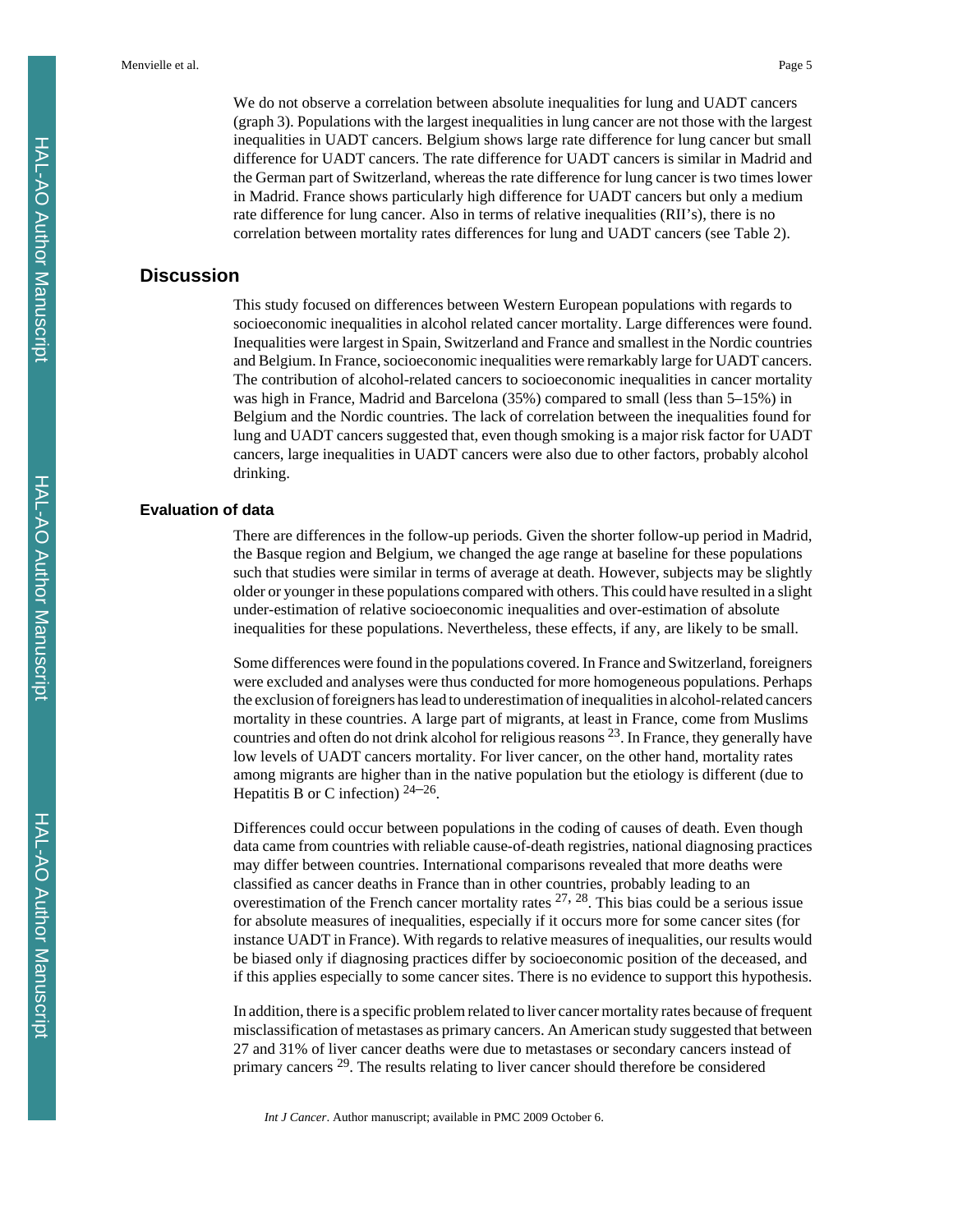We do not observe a correlation between absolute inequalities for lung and UADT cancers (graph 3). Populations with the largest inequalities in lung cancer are not those with the largest inequalities in UADT cancers. Belgium shows large rate difference for lung cancer but small difference for UADT cancers. The rate difference for UADT cancers is similar in Madrid and the German part of Switzerland, whereas the rate difference for lung cancer is two times lower in Madrid. France shows particularly high difference for UADT cancers but only a medium rate difference for lung cancer. Also in terms of relative inequalities (RII's), there is no correlation between mortality rates differences for lung and UADT cancers (see Table 2).

## Discussion

This study focused on differences between Western European populations with regards to socioeconomic inequalities in alcohol related cancer mortality. Large differences were found. Inequalities were largest in Spain, Switzerland and France and smallest in the Nordic countries and Belgium. In France, socioeconomic inequalities were remarkably large for UADT cancers. The contribution of alcohol-related cancers to socioeconomic inequalities in cancer mortality was high in France, Madrid and Barcelona (35%) compared to small (less than 5–15%) in Belgium and the Nordic countries. The lack of correlation between the inequalities found for lung and UADT cancers suggested that, even though smoking is a major risk factor for UADT cancers, large inequalities in UADT cancers were also due to other factors, probably alcohol drinking.

### Evaluation of data

There are differences in the follow-up periods. Given the shorter follow-up period in Madrid, the Basque region and Belgium, we changed the age range at baseline for these populations such that studies were similar in terms of average at death. However, subjects may be slightly older or younger in these populations compared with others. This could have resulted in a slight under-estimation of relative socioeconomic inequalities and over-estimation of absolute inequalities for these populations. Nevertheless, these effects, if any, are likely to be small.

Some differences were found in the populations covered. In France and Switzerland, foreigners were excluded and analyses were thus conducted for more homogeneous populations. Perhaps the exclusion of foreigners has lead to underestimation of inequalities in alcohol-related cancers mortality in these countries. A large part of migrants, at least in France, come from Muslims countries and often do not drink alcohol for religious reasons [23]. In France, they generally have low levels of UADT cancers mortality. For liver cancer, on the other hand, mortality rates among migrants are higher than in the native population but the etiology is different (due to Hepatitis B or C infection) [24–26].

Differences could occur between populations in the coding of causes of death. Even though data came from countries with reliable cause-of-death registries, national diagnosing practices may differ between countries. International comparisons revealed that more deaths were classified as cancer deaths in France than in other countries, probably leading to an overestimation of the French cancer mortality rates [27, 28]. This bias could be a serious issue for absolute measures of inequalities, especially if it occurs more for some cancer sites (for instance UADT in France). With regards to relative measures of inequalities, our results would be biased only if diagnosing practices differ by socioeconomic position of the deceased, and if this applies especially to some cancer sites. There is no evidence to support this hypothesis.

In addition, there is a specific problem related to liver cancer mortality rates because of frequent misclassification of metastases as primary cancers. An American study suggested that between 27 and 31% of liver cancer deaths were due to metastases or secondary cancers instead of primary cancers [29]. The results relating to liver cancer should therefore be considered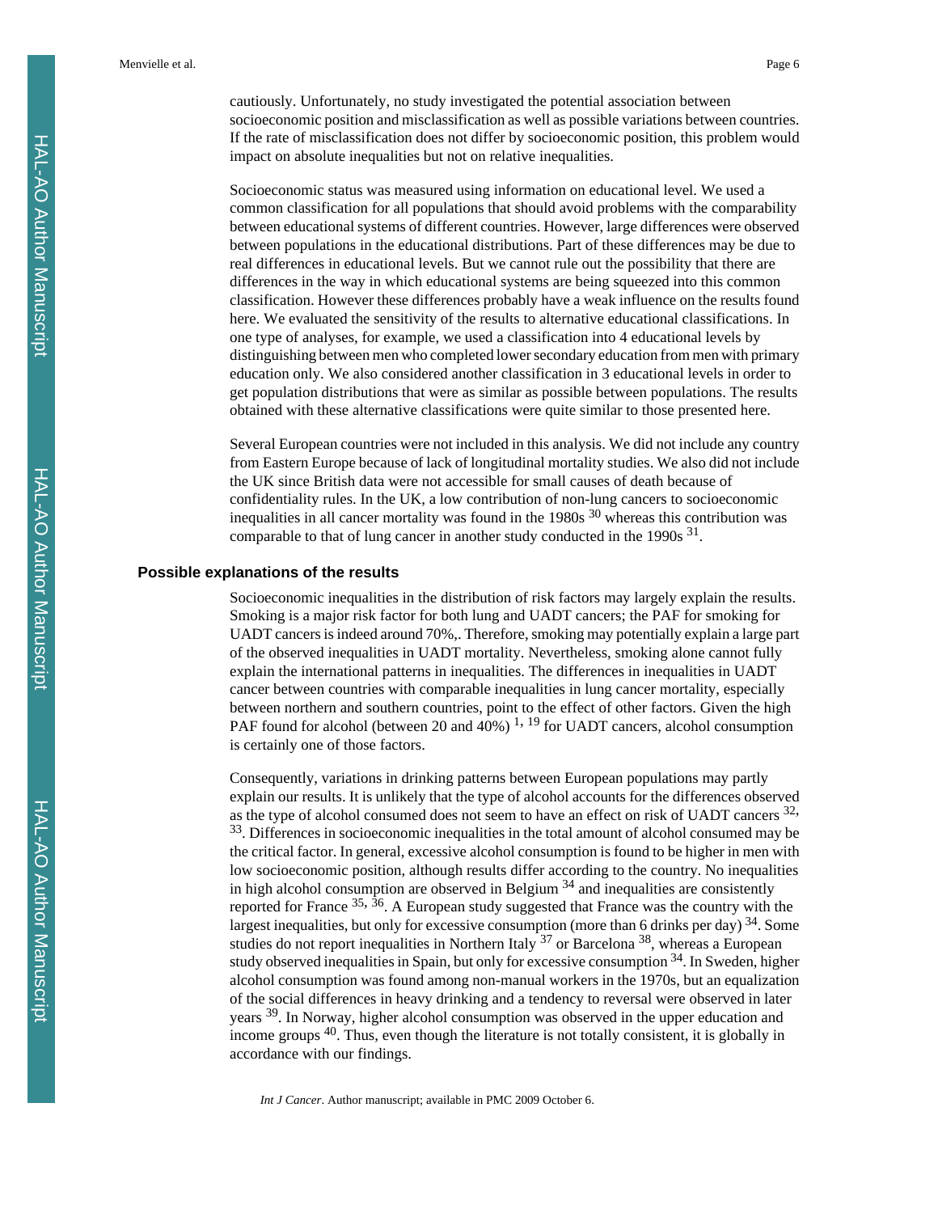cautiously. Unfortunately, no study investigated the potential association between socioeconomic position and misclassification as well as possible variations between countries. If the rate of misclassification does not differ by socioeconomic position, this problem would impact on absolute inequalities but not on relative inequalities.

Socioeconomic status was measured using information on educational level. We used a common classification for all populations that should avoid problems with the comparability between educational systems of different countries. However, large differences were observed between populations in the educational distributions. Part of these differences may be due to real differences in educational levels. But we cannot rule out the possibility that there are differences in the way in which educational systems are being squeezed into this common classification. However these differences probably have a weak influence on the results found here. We evaluated the sensitivity of the results to alternative educational classifications. In one type of analyses, for example, we used a classification into 4 educational levels by distinguishing between men who completed lower secondary education from men with primary education only. We also considered another classification in 3 educational levels in order to get population distributions that were as similar as possible between populations. The results obtained with these alternative classifications were quite similar to those presented here.

Several European countries were not included in this analysis. We did not include any country from Eastern Europe because of lack of longitudinal mortality studies. We also did not include the UK since British data were not accessible for small causes of death because of confidentiality rules. In the UK, a low contribution of non-lung cancers to socioeconomic inequalities in all cancer mortality was found in the 1980s [30] whereas this contribution was comparable to that of lung cancer in another study conducted in the 1990s [31].

## Possible explanations of the results

Socioeconomic inequalities in the distribution of risk factors may largely explain the results. Smoking is a major risk factor for both lung and UADT cancers; the PAF for smoking for UADT cancers is indeed around 70%,. Therefore, smoking may potentially explain a large part of the observed inequalities in UADT mortality. Nevertheless, smoking alone cannot fully explain the international patterns in inequalities. The differences in inequalities in UADT cancer between countries with comparable inequalities in lung cancer mortality, especially between northern and southern countries, point to the effect of other factors. Given the high PAF found for alcohol (between 20 and 40%) [1, 19] for UADT cancers, alcohol consumption is certainly one of those factors.

Consequently, variations in drinking patterns between European populations may partly explain our results. It is unlikely that the type of alcohol accounts for the differences observed as the type of alcohol consumed does not seem to have an effect on risk of UADT cancers [32, 33]. Differences in socioeconomic inequalities in the total amount of alcohol consumed may be the critical factor. In general, excessive alcohol consumption is found to be higher in men with low socioeconomic position, although results differ according to the country. No inequalities in high alcohol consumption are observed in Belgium [34] and inequalities are consistently reported for France [35, 36]. A European study suggested that France was the country with the largest inequalities, but only for excessive consumption (more than 6 drinks per day) [34]. Some studies do not report inequalities in Northern Italy [37] or Barcelona [38], whereas a European study observed inequalities in Spain, but only for excessive consumption [34]. In Sweden, higher alcohol consumption was found among non-manual workers in the 1970s, but an equalization of the social differences in heavy drinking and a tendency to reversal were observed in later years [39]. In Norway, higher alcohol consumption was observed in the upper education and income groups [40]. Thus, even though the literature is not totally consistent, it is globally in accordance with our findings.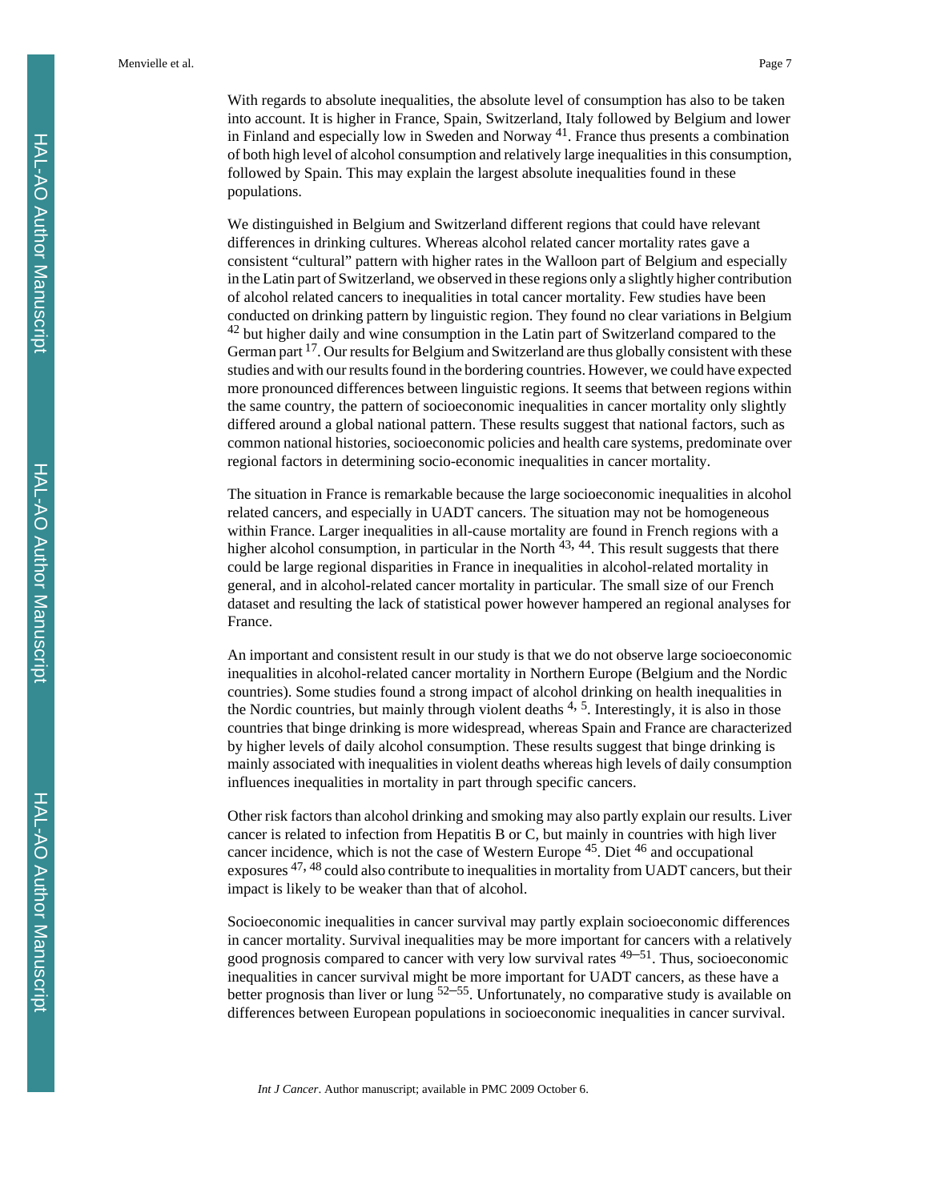With regards to absolute inequalities, the absolute level of consumption has also to be taken into account. It is higher in France, Spain, Switzerland, Italy followed by Belgium and lower in Finland and especially low in Sweden and Norway [41]. France thus presents a combination of both high level of alcohol consumption and relatively large inequalities in this consumption, followed by Spain. This may explain the largest absolute inequalities found in these populations.

We distinguished in Belgium and Switzerland different regions that could have relevant differences in drinking cultures. Whereas alcohol related cancer mortality rates gave a consistent "cultural" pattern with higher rates in the Walloon part of Belgium and especially in the Latin part of Switzerland, we observed in these regions only a slightly higher contribution of alcohol related cancers to inequalities in total cancer mortality. Few studies have been conducted on drinking pattern by linguistic region. They found no clear variations in Belgium [42] but higher daily and wine consumption in the Latin part of Switzerland compared to the German part [17]. Our results for Belgium and Switzerland are thus globally consistent with these studies and with our results found in the bordering countries. However, we could have expected more pronounced differences between linguistic regions. It seems that between regions within the same country, the pattern of socioeconomic inequalities in cancer mortality only slightly differed around a global national pattern. These results suggest that national factors, such as common national histories, socioeconomic policies and health care systems, predominate over regional factors in determining socio-economic inequalities in cancer mortality.

The situation in France is remarkable because the large socioeconomic inequalities in alcohol related cancers, and especially in UADT cancers. The situation may not be homogeneous within France. Larger inequalities in all-cause mortality are found in French regions with a higher alcohol consumption, in particular in the North [43, 44]. This result suggests that there could be large regional disparities in France in inequalities in alcohol-related mortality in general, and in alcohol-related cancer mortality in particular. The small size of our French dataset and resulting the lack of statistical power however hampered an regional analyses for France.

An important and consistent result in our study is that we do not observe large socioeconomic inequalities in alcohol-related cancer mortality in Northern Europe (Belgium and the Nordic countries). Some studies found a strong impact of alcohol drinking on health inequalities in the Nordic countries, but mainly through violent deaths [4, 5]. Interestingly, it is also in those countries that binge drinking is more widespread, whereas Spain and France are characterized by higher levels of daily alcohol consumption. These results suggest that binge drinking is mainly associated with inequalities in violent deaths whereas high levels of daily consumption influences inequalities in mortality in part through specific cancers.

Other risk factors than alcohol drinking and smoking may also partly explain our results. Liver cancer is related to infection from Hepatitis B or C, but mainly in countries with high liver cancer incidence, which is not the case of Western Europe [45]. Diet [46] and occupational exposures [47, 48] could also contribute to inequalities in mortality from UADT cancers, but their impact is likely to be weaker than that of alcohol.

Socioeconomic inequalities in cancer survival may partly explain socioeconomic differences in cancer mortality. Survival inequalities may be more important for cancers with a relatively good prognosis compared to cancer with very low survival rates [49–51]. Thus, socioeconomic inequalities in cancer survival might be more important for UADT cancers, as these have a better prognosis than liver or lung [52–55]. Unfortunately, no comparative study is available on differences between European populations in socioeconomic inequalities in cancer survival.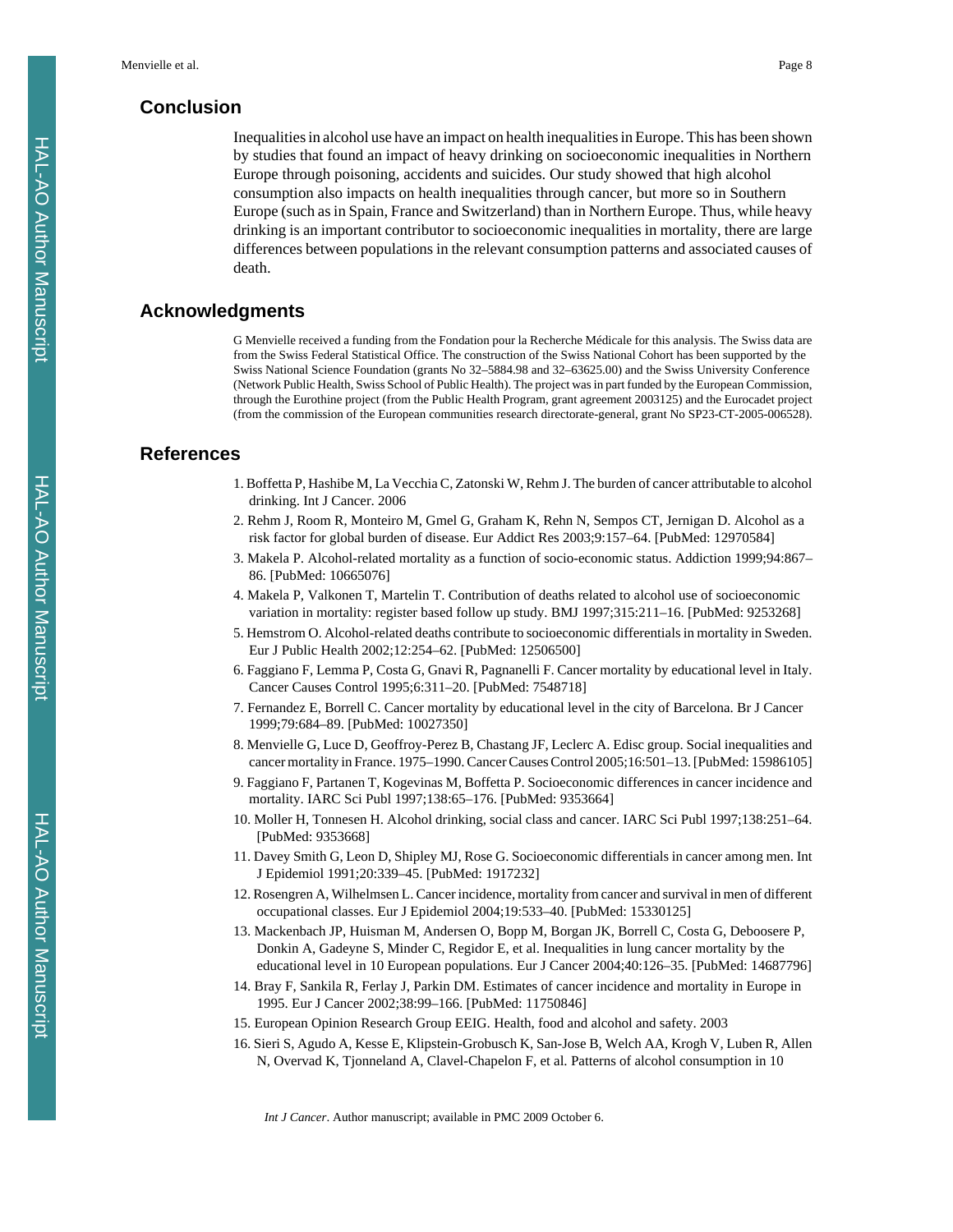## Conclusion

Inequalities in alcohol use have an impact on health inequalities in Europe. This has been shown by studies that found an impact of heavy drinking on socioeconomic inequalities in Northern Europe through poisoning, accidents and suicides. Our study showed that high alcohol consumption also impacts on health inequalities through cancer, but more so in Southern Europe (such as in Spain, France and Switzerland) than in Northern Europe. Thus, while heavy drinking is an important contributor to socioeconomic inequalities in mortality, there are large differences between populations in the relevant consumption patterns and associated causes of death.

## Acknowledgments

G Menvielle received a funding from the Fondation pour la Recherche Médicale for this analysis. The Swiss data are from the Swiss Federal Statistical Office. The construction of the Swiss National Cohort has been supported by the Swiss National Science Foundation (grants No 32–5884.98 and 32–63625.00) and the Swiss University Conference (Network Public Health, Swiss School of Public Health). The project was in part funded by the European Commission, through the Eurothine project (from the Public Health Program, grant agreement 2003125) and the Eurocadet project (from the commission of the European communities research directorate-general, grant No SP23-CT-2005-006528).

## References

1. Boffetta P, Hashibe M, La Vecchia C, Zatonski W, Rehm J. The burden of cancer attributable to alcohol drinking. Int J Cancer. 2006
2. Rehm J, Room R, Monteiro M, Gmel G, Graham K, Rehn N, Sempos CT, Jernigan D. Alcohol as a risk factor for global burden of disease. Eur Addict Res 2003;9:157–64. [PubMed: 12970584]
3. Makela P. Alcohol-related mortality as a function of socio-economic status. Addiction 1999;94:867–86. [PubMed: 10665076]
4. Makela P, Valkonen T, Martelin T. Contribution of deaths related to alcohol use of socioeconomic variation in mortality: register based follow up study. BMJ 1997;315:211–16. [PubMed: 9253268]
5. Hemstrom O. Alcohol-related deaths contribute to socioeconomic differentials in mortality in Sweden. Eur J Public Health 2002;12:254–62. [PubMed: 12506500]
6. Faggiano F, Lemma P, Costa G, Gnavi R, Pagnanelli F. Cancer mortality by educational level in Italy. Cancer Causes Control 1995;6:311–20. [PubMed: 7548718]
7. Fernandez E, Borrell C. Cancer mortality by educational level in the city of Barcelona. Br J Cancer 1999;79:684–89. [PubMed: 10027350]
8. Menvielle G, Luce D, Geoffroy-Perez B, Chastang JF, Leclerc A. Edisc group. Social inequalities and cancer mortality in France. 1975–1990. Cancer Causes Control 2005;16:501–13. [PubMed: 15986105]
9. Faggiano F, Partanen T, Kogevinas M, Boffetta P. Socioeconomic differences in cancer incidence and mortality. IARC Sci Publ 1997;138:65–176. [PubMed: 9353664]
10. Moller H, Tonnesen H. Alcohol drinking, social class and cancer. IARC Sci Publ 1997;138:251–64. [PubMed: 9353668]
11. Davey Smith G, Leon D, Shipley MJ, Rose G. Socioeconomic differentials in cancer among men. Int J Epidemiol 1991;20:339–45. [PubMed: 1917232]
12. Rosengren A, Wilhelmsen L. Cancer incidence, mortality from cancer and survival in men of different occupational classes. Eur J Epidemiol 2004;19:533–40. [PubMed: 15330125]
13. Mackenbach JP, Huisman M, Andersen O, Bopp M, Borgan JK, Borrell C, Costa G, Deboosere P, Donkin A, Gadeyne S, Minder C, Regidor E, et al. Inequalities in lung cancer mortality by the educational level in 10 European populations. Eur J Cancer 2004;40:126–35. [PubMed: 14687796]
14. Bray F, Sankila R, Ferlay J, Parkin DM. Estimates of cancer incidence and mortality in Europe in 1995. Eur J Cancer 2002;38:99–166. [PubMed: 11750846]
15. European Opinion Research Group EEIG. Health, food and alcohol and safety. 2003
16. Sieri S, Agudo A, Kesse E, Klipstein-Grobusch K, San-Jose B, Welch AA, Krogh V, Luben R, Allen N, Overvad K, Tjonneland A, Clavel-Chapelon F, et al. Patterns of alcohol consumption in 10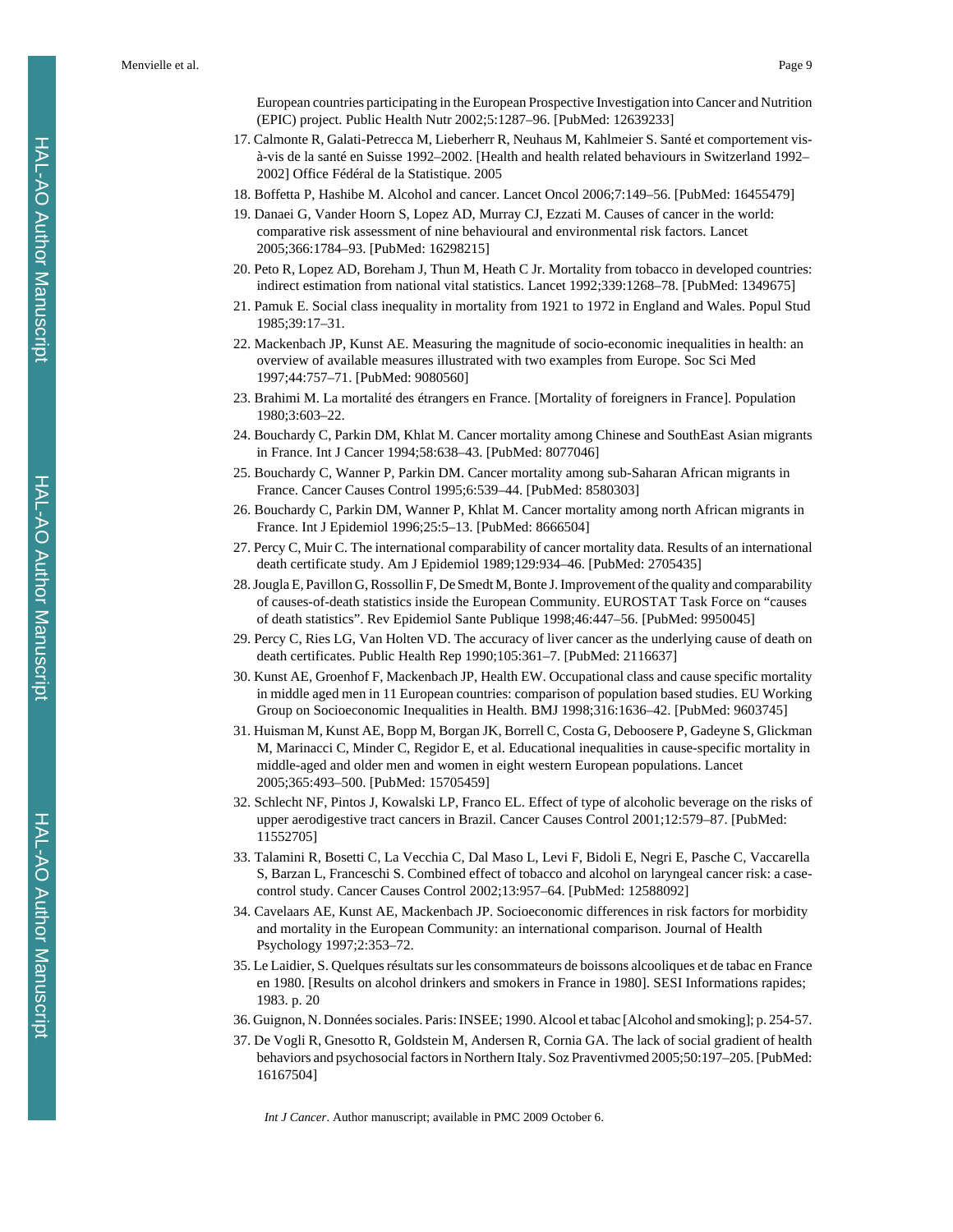European countries participating in the European Prospective Investigation into Cancer and Nutrition (EPIC) project. Public Health Nutr 2002;5:1287–96. [PubMed: 12639233]

17. Calmonte R, Galati-Petrecca M, Lieberherr R, Neuhaus M, Kahlmeier S. Santé et comportement vis-à-vis de la santé en Suisse 1992–2002. [Health and health related behaviours in Switzerland 1992–2002] Office Fédéral de la Statistique. 2005
18. Boffetta P, Hashibe M. Alcohol and cancer. Lancet Oncol 2006;7:149–56. [PubMed: 16455479]
19. Danaei G, Vander Hoorn S, Lopez AD, Murray CJ, Ezzati M. Causes of cancer in the world: comparative risk assessment of nine behavioural and environmental risk factors. Lancet 2005;366:1784–93. [PubMed: 16298215]
20. Peto R, Lopez AD, Boreham J, Thun M, Heath C Jr. Mortality from tobacco in developed countries: indirect estimation from national vital statistics. Lancet 1992;339:1268–78. [PubMed: 1349675]
21. Pamuk E. Social class inequality in mortality from 1921 to 1972 in England and Wales. Popul Stud 1985;39:17–31.
22. Mackenbach JP, Kunst AE. Measuring the magnitude of socio-economic inequalities in health: an overview of available measures illustrated with two examples from Europe. Soc Sci Med 1997;44:757–71. [PubMed: 9080560]
23. Brahimi M. La mortalité des étrangers en France. [Mortality of foreigners in France]. Population 1980;3:603–22.
24. Bouchardy C, Parkin DM, Khlat M. Cancer mortality among Chinese and SouthEast Asian migrants in France. Int J Cancer 1994;58:638–43. [PubMed: 8077046]
25. Bouchardy C, Wanner P, Parkin DM. Cancer mortality among sub-Saharan African migrants in France. Cancer Causes Control 1995;6:539–44. [PubMed: 8580303]
26. Bouchardy C, Parkin DM, Wanner P, Khlat M. Cancer mortality among north African migrants in France. Int J Epidemiol 1996;25:5–13. [PubMed: 8666504]
27. Percy C, Muir C. The international comparability of cancer mortality data. Results of an international death certificate study. Am J Epidemiol 1989;129:934–46. [PubMed: 2705435]
28. Jougla E, Pavillon G, Rossollin F, De Smedt M, Bonte J. Improvement of the quality and comparability of causes-of-death statistics inside the European Community. EUROSTAT Task Force on "causes of death statistics". Rev Epidemiol Sante Publique 1998;46:447–56. [PubMed: 9950045]
29. Percy C, Ries LG, Van Holten VD. The accuracy of liver cancer as the underlying cause of death on death certificates. Public Health Rep 1990;105:361–7. [PubMed: 2116637]
30. Kunst AE, Groenhof F, Mackenbach JP, Health EW. Occupational class and cause specific mortality in middle aged men in 11 European countries: comparison of population based studies. EU Working Group on Socioeconomic Inequalities in Health. BMJ 1998;316:1636–42. [PubMed: 9603745]
31. Huisman M, Kunst AE, Bopp M, Borgan JK, Borrell C, Costa G, Deboosere P, Gadeyne S, Glickman M, Marinacci C, Minder C, Regidor E, et al. Educational inequalities in cause-specific mortality in middle-aged and older men and women in eight western European populations. Lancet 2005;365:493–500. [PubMed: 15705459]
32. Schlecht NF, Pintos J, Kowalski LP, Franco EL. Effect of type of alcoholic beverage on the risks of upper aerodigestive tract cancers in Brazil. Cancer Causes Control 2001;12:579–87. [PubMed: 11552705]
33. Talamini R, Bosetti C, La Vecchia C, Dal Maso L, Levi F, Bidoli E, Negri E, Pasche C, Vaccarella S, Barzan L, Franceschi S. Combined effect of tobacco and alcohol on laryngeal cancer risk: a case-control study. Cancer Causes Control 2002;13:957–64. [PubMed: 12588092]
34. Cavelaars AE, Kunst AE, Mackenbach JP. Socioeconomic differences in risk factors for morbidity and mortality in the European Community: an international comparison. Journal of Health Psychology 1997;2:353–72.
35. Le Laidier, S. Quelques résultats sur les consommateurs de boissons alcooliques et de tabac en France en 1980. [Results on alcohol drinkers and smokers in France in 1980]. SESI Informations rapides; 1983. p. 20
36. Guignon, N. Données sociales. Paris: INSEE; 1990. Alcool et tabac [Alcohol and smoking]; p. 254-57.
37. De Vogli R, Gnesotto R, Goldstein M, Andersen R, Cornia GA. The lack of social gradient of health behaviors and psychosocial factors in Northern Italy. Soz Praventivmed 2005;50:197–205. [PubMed: 16167504]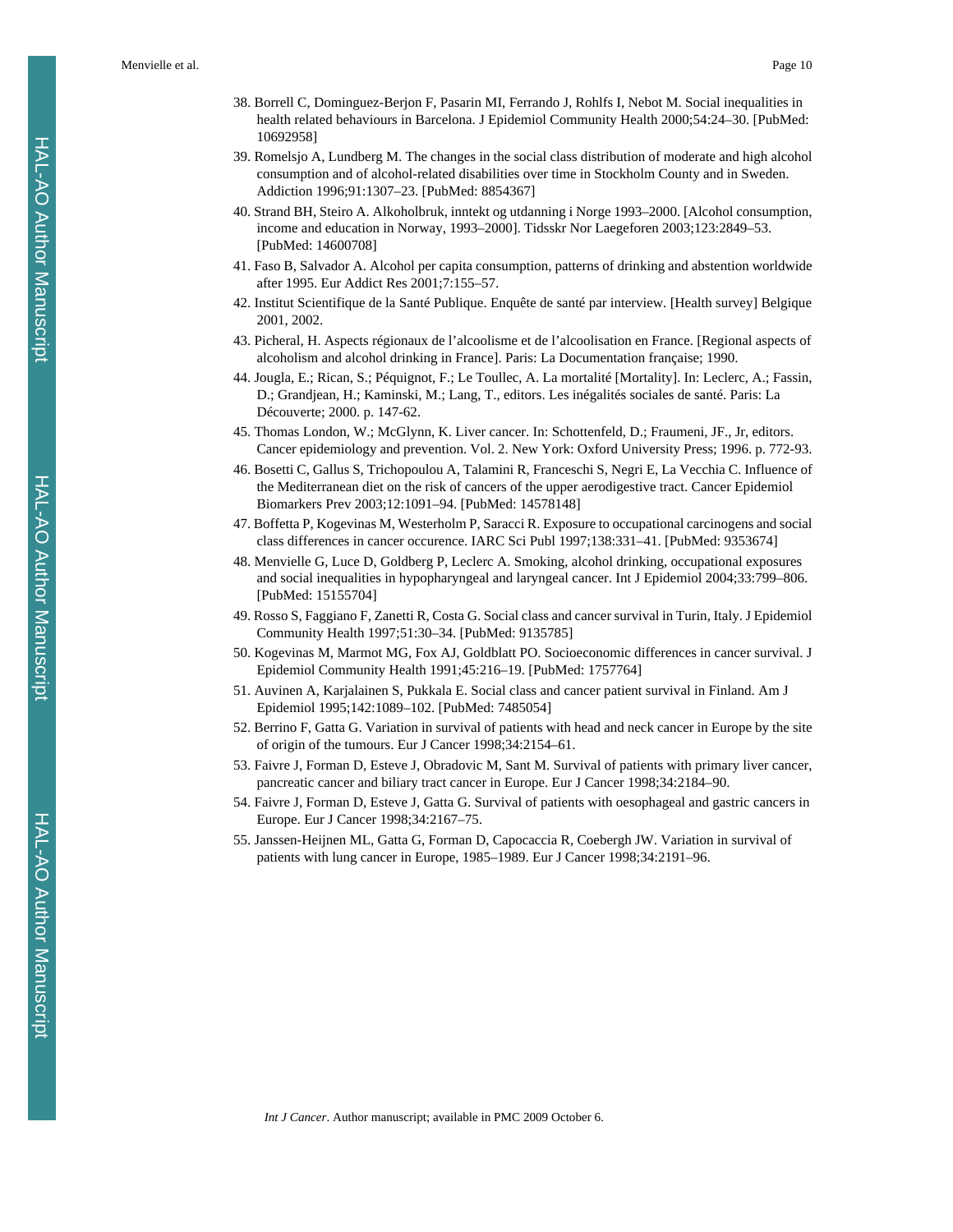38. Borrell C, Dominguez-Berjon F, Pasarin MI, Ferrando J, Rohlfs I, Nebot M. Social inequalities in health related behaviours in Barcelona. J Epidemiol Community Health 2000;54:24–30. [PubMed: 10692958]
39. Romelsjo A, Lundberg M. The changes in the social class distribution of moderate and high alcohol consumption and of alcohol-related disabilities over time in Stockholm County and in Sweden. Addiction 1996;91:1307–23. [PubMed: 8854367]
40. Strand BH, Steiro A. Alkoholbruk, inntekt og utdanning i Norge 1993–2000. [Alcohol consumption, income and education in Norway, 1993–2000]. Tidsskr Nor Laegeforen 2003;123:2849–53. [PubMed: 14600708]
41. Faso B, Salvador A. Alcohol per capita consumption, patterns of drinking and abstention worldwide after 1995. Eur Addict Res 2001;7:155–57.
42. Institut Scientifique de la Santé Publique. Enquête de santé par interview. [Health survey] Belgique 2001, 2002.
43. Picheral, H. Aspects régionaux de l'alcoolisme et de l'alcoolisation en France. [Regional aspects of alcoholism and alcohol drinking in France]. Paris: La Documentation française; 1990.
44. Jougla, E.; Rican, S.; Péquignot, F.; Le Toullec, A. La mortalité [Mortality]. In: Leclerc, A.; Fassin, D.; Grandjean, H.; Kaminski, M.; Lang, T., editors. Les inégalités sociales de santé. Paris: La Découverte; 2000. p. 147-62.
45. Thomas London, W.; McGlynn, K. Liver cancer. In: Schottenfeld, D.; Fraumeni, JF., Jr, editors. Cancer epidemiology and prevention. Vol. 2. New York: Oxford University Press; 1996. p. 772-93.
46. Bosetti C, Gallus S, Trichopoulou A, Talamini R, Franceschi S, Negri E, La Vecchia C. Influence of the Mediterranean diet on the risk of cancers of the upper aerodigestive tract. Cancer Epidemiol Biomarkers Prev 2003;12:1091–94. [PubMed: 14578148]
47. Boffetta P, Kogevinas M, Westerholm P, Saracci R. Exposure to occupational carcinogens and social class differences in cancer occurence. IARC Sci Publ 1997;138:331–41. [PubMed: 9353674]
48. Menvielle G, Luce D, Goldberg P, Leclerc A. Smoking, alcohol drinking, occupational exposures and social inequalities in hypopharyngeal and laryngeal cancer. Int J Epidemiol 2004;33:799–806. [PubMed: 15155704]
49. Rosso S, Faggiano F, Zanetti R, Costa G. Social class and cancer survival in Turin, Italy. J Epidemiol Community Health 1997;51:30–34. [PubMed: 9135785]
50. Kogevinas M, Marmot MG, Fox AJ, Goldblatt PO. Socioeconomic differences in cancer survival. J Epidemiol Community Health 1991;45:216–19. [PubMed: 1757764]
51. Auvinen A, Karjalainen S, Pukkala E. Social class and cancer patient survival in Finland. Am J Epidemiol 1995;142:1089–102. [PubMed: 7485054]
52. Berrino F, Gatta G. Variation in survival of patients with head and neck cancer in Europe by the site of origin of the tumours. Eur J Cancer 1998;34:2154–61.
53. Faivre J, Forman D, Esteve J, Obradovic M, Sant M. Survival of patients with primary liver cancer, pancreatic cancer and biliary tract cancer in Europe. Eur J Cancer 1998;34:2184–90.
54. Faivre J, Forman D, Esteve J, Gatta G. Survival of patients with oesophageal and gastric cancers in Europe. Eur J Cancer 1998;34:2167–75.
55. Janssen-Heijnen ML, Gatta G, Forman D, Capocaccia R, Coebergh JW. Variation in survival of patients with lung cancer in Europe, 1985–1989. Eur J Cancer 1998;34:2191–96.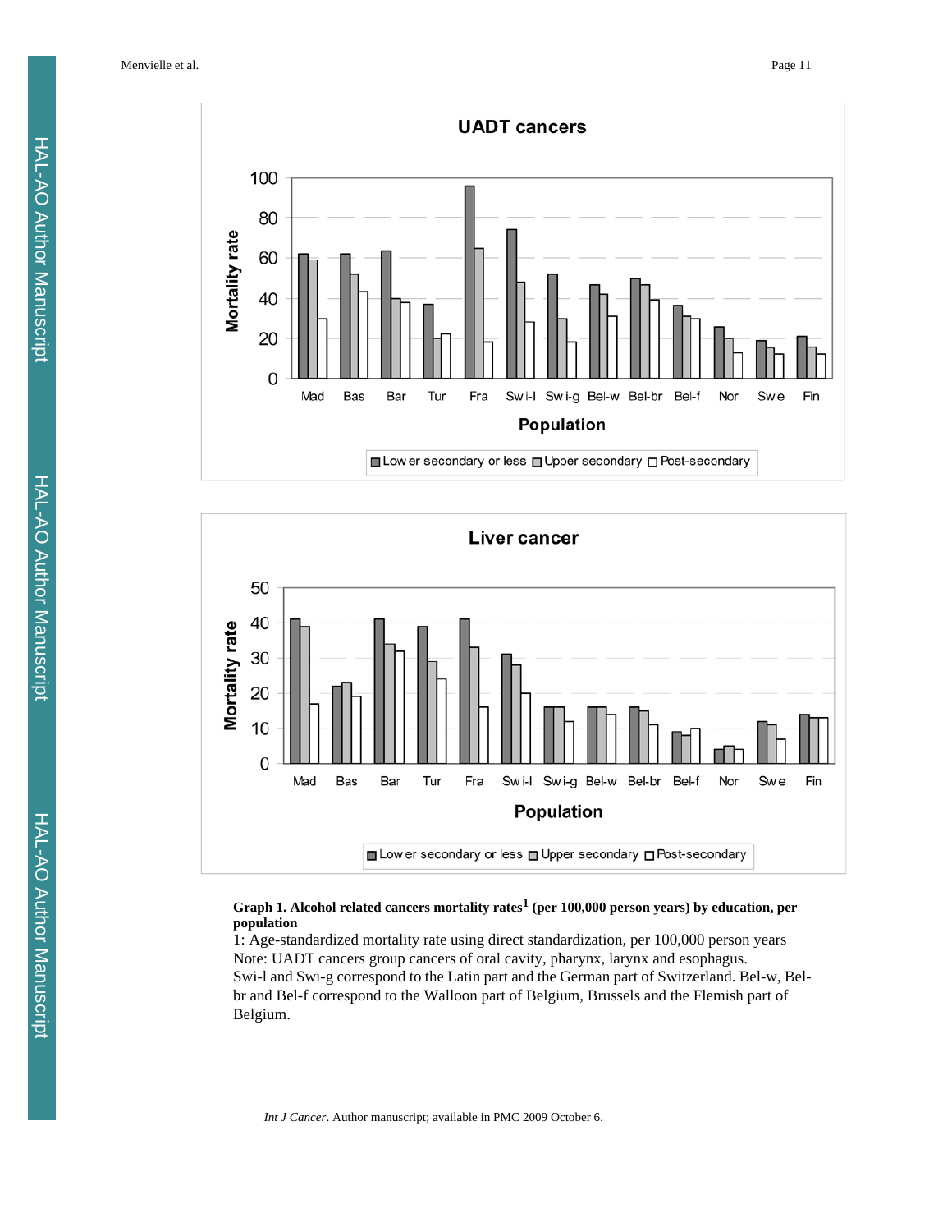**Graph 1. Alcohol related cancers mortality rates[1] (per 100,000 person years) by education, per population**

1: Age-standardized mortality rate using direct standardization, per 100,000 person years

Note: UADT cancers group cancers of oral cavity, pharynx, larynx and esophagus.

Swi-l and Swi-g correspond to the Latin part and the German part of Switzerland. Bel-w, Bel-br and Bel-f correspond to the Walloon part of Belgium, Brussels and the Flemish part of Belgium.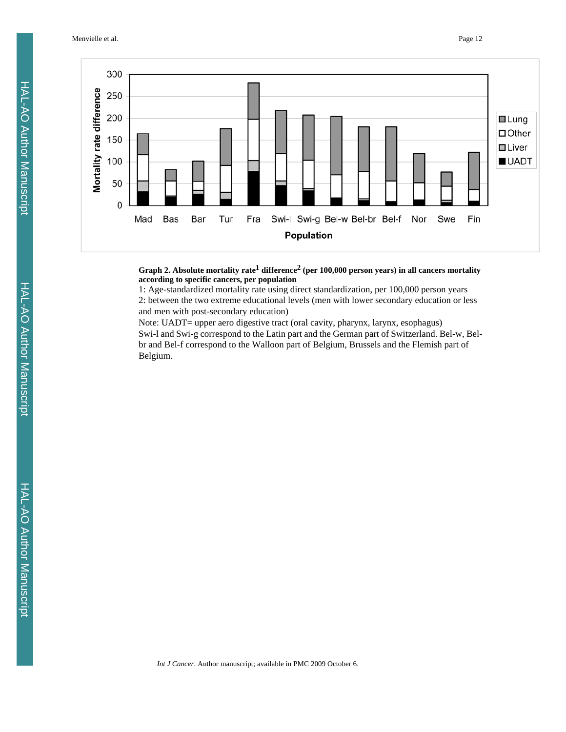**Graph 2. Absolute mortality rate[1] difference[2] (per 100,000 person years) in all cancers mortality according to specific cancers, per population**

1: Age-standardized mortality rate using direct standardization, per 100,000 person years

2: between the two extreme educational levels (men with lower secondary education or less and men with post-secondary education)

Note: UADT= upper aero digestive tract (oral cavity, pharynx, larynx, esophagus)

Swi-l and Swi-g correspond to the Latin part and the German part of Switzerland. Bel-w, Bel-br and Bel-f correspond to the Walloon part of Belgium, Brussels and the Flemish part of Belgium.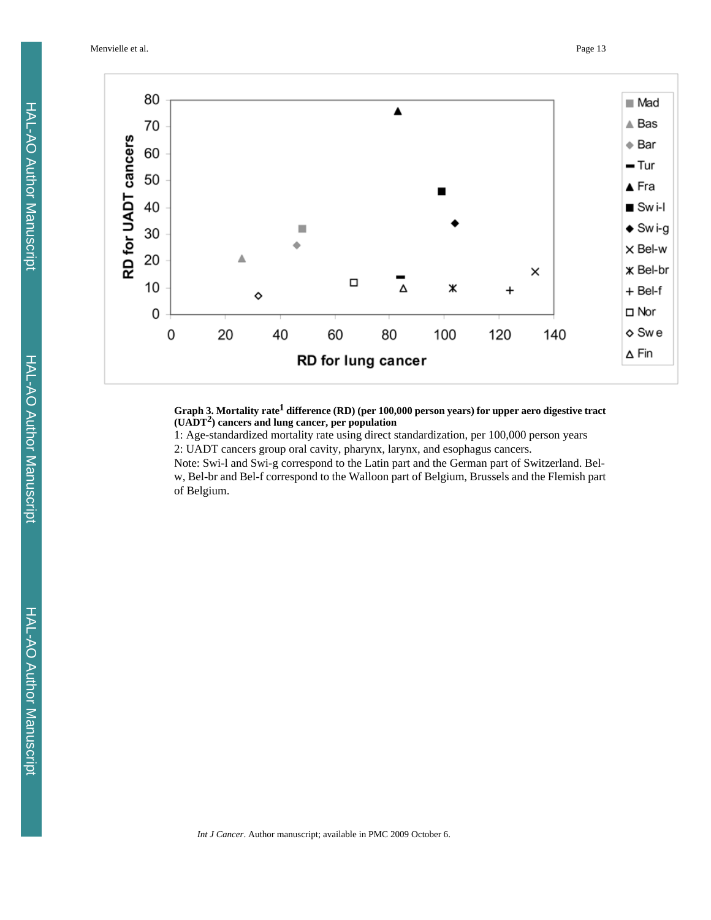**Graph 3. Mortality rate[1] difference (RD) (per 100,000 person years) for upper aero digestive tract (UADT[2]) cancers and lung cancer, per population**

1: Age-standardized mortality rate using direct standardization, per 100,000 person years

2: UADT cancers group oral cavity, pharynx, larynx, and esophagus cancers.

Note: Swi-l and Swi-g correspond to the Latin part and the German part of Switzerland. Bel-w, Bel-br and Bel-f correspond to the Walloon part of Belgium, Brussels and the Flemish part of Belgium.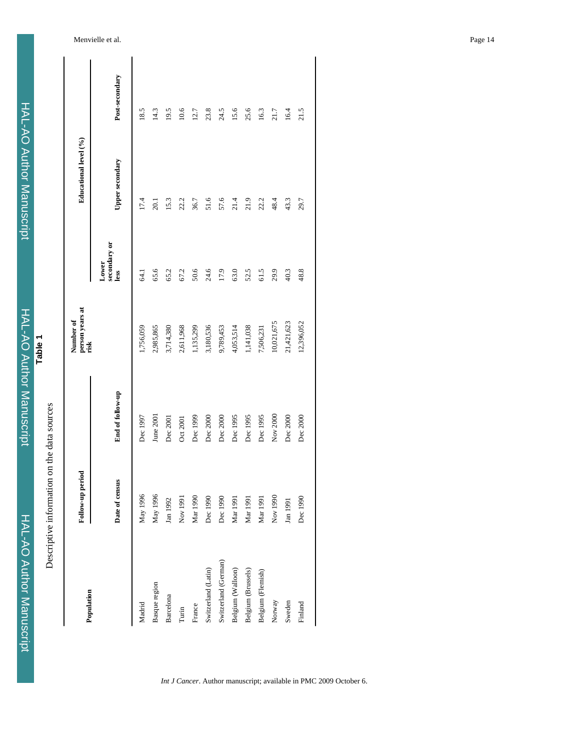**Table 1**

Descriptive information on the data sources

| Population | Follow-up period | | Number of person years at risk | Educational level (%) | | |
|---|---|---|---|---|---|---|
| | Date of census | End of follow-up | | Lower secondary or less | Upper secondary | Post-secondary |
| Madrid | May 1996 | Dec 1997 | 1,756,059 | 64.1 | 17.4 | 18.5 |
| Basque region | May 1996 | June 2001 | 2,985,865 | 65.6 | 20.1 | 14.3 |
| Barcelona | Jan 1992 | Dec 2001 | 3,714,380 | 65.2 | 15.3 | 19.5 |
| Turin | Nov 1991 | Oct 2001 | 2,611,968 | 67.2 | 22.2 | 10.6 |
| France | Mar 1990 | Dec 1999 | 1,135,299 | 50.6 | 36.7 | 12.7 |
| Switzerland (Latin) | Dec 1990 | Dec 2000 | 3,180,536 | 24.6 | 51.6 | 23.8 |
| Switzerland (German) | Dec 1990 | Dec 2000 | 9,789,453 | 17.9 | 57.6 | 24.5 |
| Belgium (Walloon) | Mar 1991 | Dec 1995 | 4,053,514 | 63.0 | 21.4 | 15.6 |
| Belgium (Brussels) | Mar 1991 | Dec 1995 | 1,141,038 | 52.5 | 21.9 | 25.6 |
| Belgium (Flemish) | Mar 1991 | Dec 1995 | 7,506,231 | 61.5 | 22.2 | 16.3 |
| Norway | Nov 1990 | Nov 2000 | 10,021,675 | 29.9 | 48.4 | 21.7 |
| Sweden | Jan 1991 | Dec 2000 | 21,421,623 | 40.3 | 43.3 | 16.4 |
| Finland | Dec 1990 | Dec 2000 | 12,396,052 | 48.8 | 29.7 | 21.5 |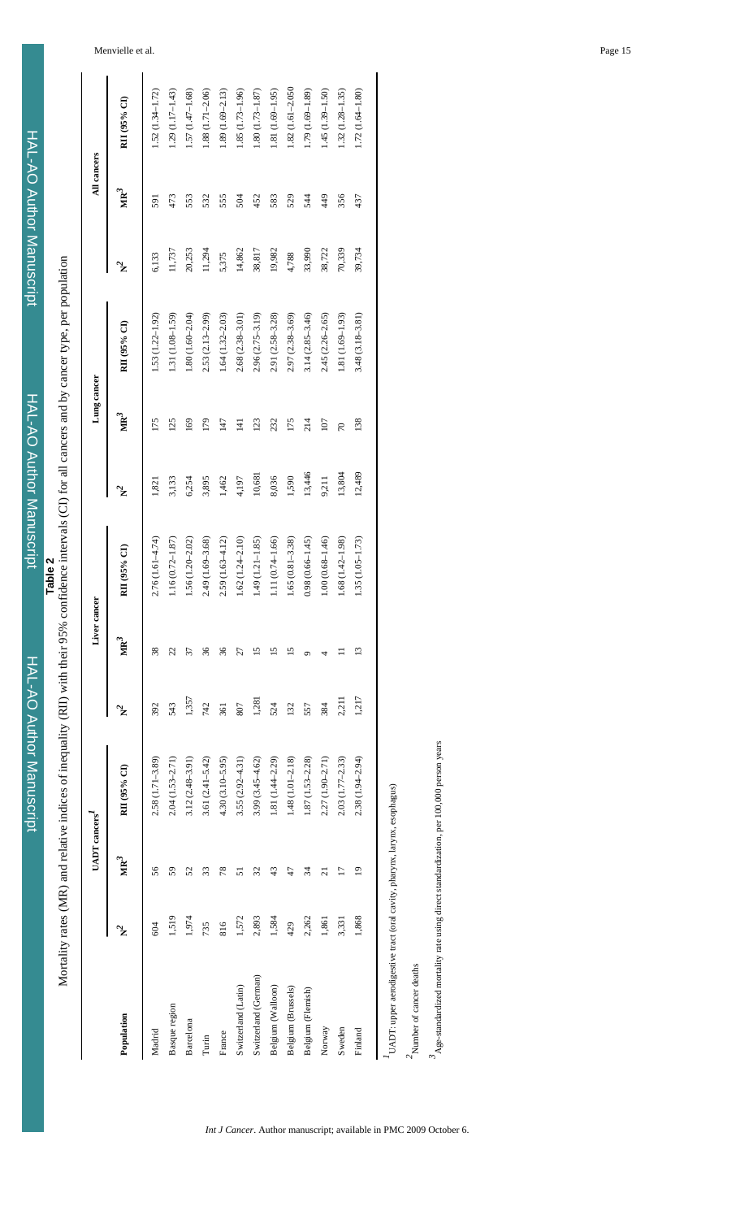**Table 2**

Mortality rates (MR) and relative indices of inequality (RII) with their 95% confidence intervals (CI) for all cancers and by cancer type, per population

| Population | UADT cancers[1] | | | Liver cancer | | | Lung cancer | | | All cancers | | |
|---|---|---|---|---|---|---|---|---|---|---|---|---|
| | N[2] | MR[3] | RII (95% CI) | N[2] | MR[3] | RII (95% CI) | N[2] | MR[3] | RII (95% CI) | N[2] | MR[3] | RII (95% CI) |
| Madrid | 604 | 56 | 2.58 (1.71–3.89) | 392 | 38 | 2.76 (1.61–4.74) | 1,821 | 175 | 1.53 (1.22–1.92) | 6,133 | 591 | 1.52 (1.34–1.72) |
| Basque region | 1,519 | 59 | 2.04 (1.53–2.71) | 543 | 22 | 1.16 (0.72–1.87) | 3,133 | 125 | 1.31 (1.08–1.59) | 11,737 | 473 | 1.29 (1.17–1.43) |
| Barcelona | 1,974 | 52 | 3.12 (2.48–3.91) | 1,357 | 37 | 1.56 (1.20–2.02) | 6,254 | 169 | 1.80 (1.60–2.04) | 20,253 | 553 | 1.57 (1.47–1.68) |
| Turin | 735 | 33 | 3.61 (2.41–5.42) | 742 | 36 | 2.49 (1.69–3.68) | 3,895 | 179 | 2.53 (2.13–2.99) | 11,294 | 532 | 1.88 (1.71–2.06) |
| France | 816 | 78 | 4.30 (3.10–5.95) | 361 | 36 | 2.59 (1.63–4.12) | 1,462 | 147 | 1.64 (1.32–2.03) | 5,375 | 555 | 1.89 (1.69–2.13) |
| Switzerland (Latin) | 1,572 | 51 | 3.55 (2.92–4.31) | 807 | 27 | 1.62 (1.24–2.10) | 4,197 | 141 | 2.68 (2.38–3.01) | 14,862 | 504 | 1.85 (1.73–1.96) |
| Switzerland (German) | 2,893 | 32 | 3.99 (3.45–4.62) | 1,281 | 15 | 1.49 (1.21–1.85) | 10,681 | 123 | 2.96 (2.75–3.19) | 38,817 | 452 | 1.80 (1.73–1.87) |
| Belgium (Walloon) | 1,584 | 43 | 1.81 (1.44–2.29) | 524 | 15 | 1.11 (0.74–1.66) | 8,036 | 232 | 2.91 (2.58–3.28) | 19,982 | 583 | 1.81 (1.69–1.95) |
| Belgium (Brussels) | 429 | 47 | 1.48 (1.01–2.18) | 132 | 15 | 1.65 (0.81–3.38) | 1,590 | 175 | 2.97 (2.38–3.69) | 4,788 | 529 | 1.82 (1.61–2.050 |
| Belgium (Flemish) | 2,262 | 34 | 1.87 (1.53–2.28) | 557 | 9 | 0.98 (0.66–1.45) | 13,446 | 214 | 3.14 (2.85–3.46) | 33,990 | 544 | 1.79 (1.69–1.89) |
| Norway | 1,861 | 21 | 2.27 (1.90–2.71) | 384 | 4 | 1.00 (0.68–1.46) | 9,211 | 107 | 2.45 (2.26–2.65) | 38,722 | 449 | 1.45 (1.39–1.50) |
| Sweden | 3,331 | 17 | 2.03 (1.77–2.33) | 2,211 | 11 | 1.68 (1.42–1.98) | 13,804 | 70 | 1.81 (1.69–1.93) | 70,339 | 356 | 1.32 (1.28–1.35) |
| Finland | 1,868 | 19 | 2.38 (1.94–2.94) | 1,217 | 13 | 1.35 (1.05–1.73) | 12,489 | 138 | 3.48 (3.18–3.81) | 39,734 | 437 | 1.72 (1.64–1.80) |

[1] UADT: upper aerodigestive tract (oral cavity, pharynx, larynx, esophagus)

[2] Number of cancer deaths

[3] Age-standardized mortality rate using direct standardization, per 100,000 person years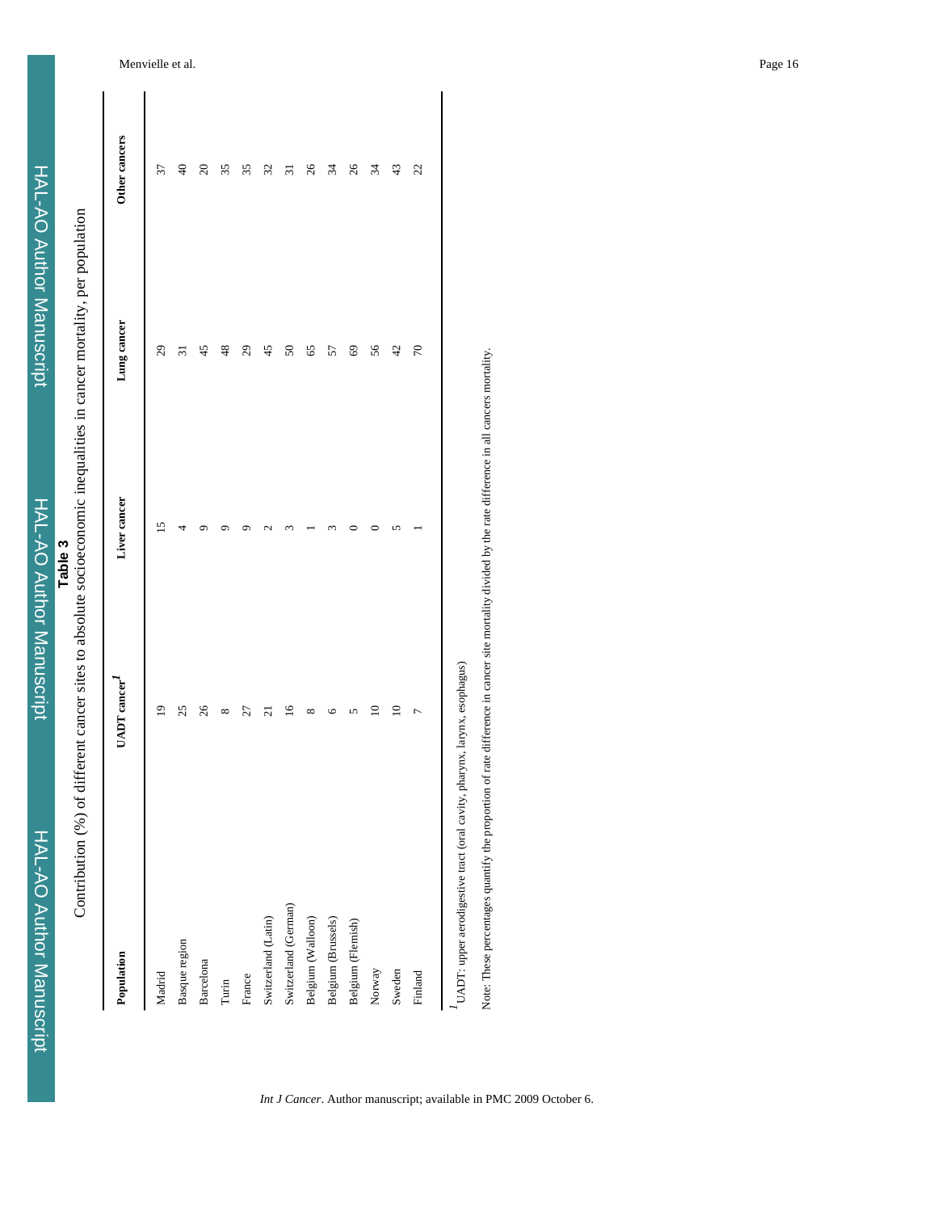**Table 3**

Contribution (%) of different cancer sites to absolute socioeconomic inequalities in cancer mortality, per population

| Population | UADT cancer[1] | Liver cancer | Lung cancer | Other cancers |
|---|---|---|---|---|
| Madrid | 19 | 15 | 29 | 37 |
| Basque region | 25 | 4 | 31 | 40 |
| Barcelona | 26 | 9 | 45 | 20 |
| Turin | 8 | 9 | 48 | 35 |
| France | 27 | 9 | 29 | 35 |
| Switzerland (Latin) | 21 | 2 | 45 | 32 |
| Switzerland (German) | 16 | 3 | 50 | 31 |
| Belgium (Walloon) | 8 | 1 | 65 | 26 |
| Belgium (Brussels) | 6 | 3 | 57 | 34 |
| Belgium (Flemish) | 5 | 0 | 69 | 26 |
| Norway | 10 | 0 | 56 | 34 |
| Sweden | 10 | 5 | 42 | 43 |
| Finland | 7 | 1 | 70 | 22 |

[1] UADT: upper aerodigestive tract (oral cavity, pharynx, larynx, esophagus)

Note: These percentages quantify the proportion of rate difference in cancer site mortality divided by the rate difference in all cancers mortality.